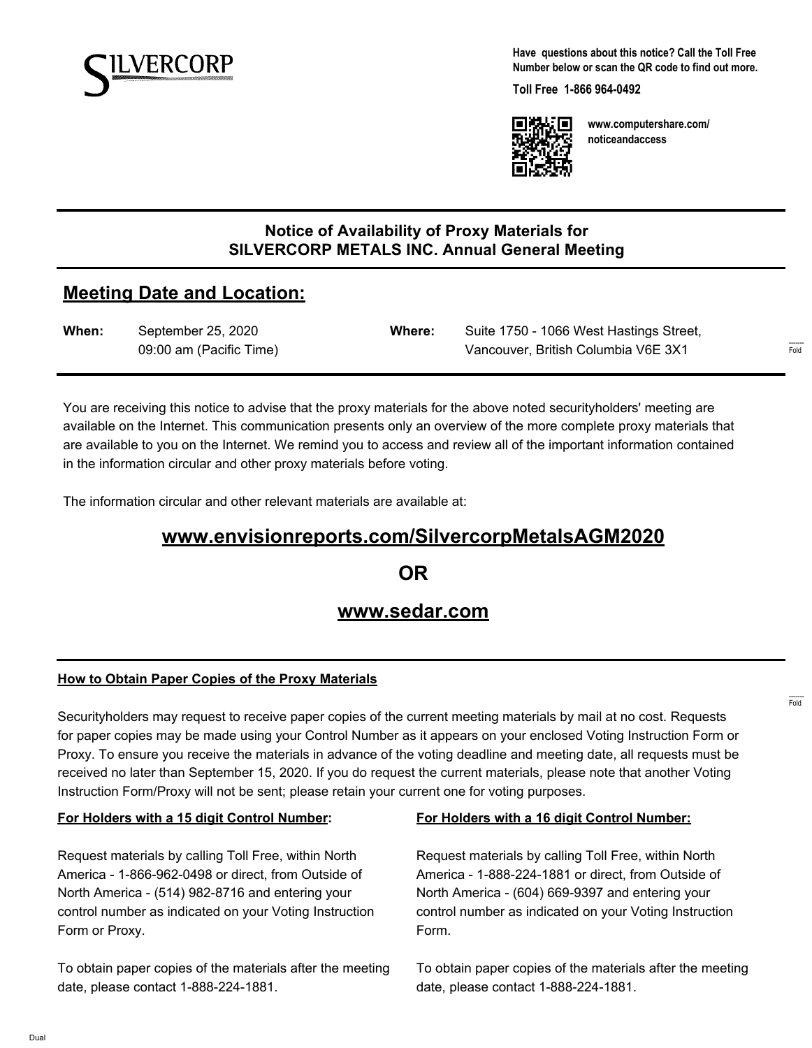SILVERCORP

**Have questions about this notice? Call the Toll Free Number below or scan the QR code to find out more.**

**Toll Free 1-866 964-0492**

**www.computershare.com/noticeandaccess**

## Notice of Availability of Proxy Materials for SILVERCORP METALS INC. Annual General Meeting

## Meeting Date and Location:

**When:** September 25, 2020
09:00 am (Pacific Time)

**Where:** Suite 1750 - 1066 West Hastings Street,
Vancouver, British Columbia V6E 3X1

You are receiving this notice to advise that the proxy materials for the above noted securityholders' meeting are available on the Internet. This communication presents only an overview of the more complete proxy materials that are available to you on the Internet. We remind you to access and review all of the important information contained in the information circular and other proxy materials before voting.

The information circular and other relevant materials are available at:

**www.envisionreports.com/SilvercorpMetalsAGM2020**

**OR**

**www.sedar.com**

**How to Obtain Paper Copies of the Proxy Materials**

Securityholders may request to receive paper copies of the current meeting materials by mail at no cost. Requests for paper copies may be made using your Control Number as it appears on your enclosed Voting Instruction Form or Proxy. To ensure you receive the materials in advance of the voting deadline and meeting date, all requests must be received no later than September 15, 2020. If you do request the current materials, please note that another Voting Instruction Form/Proxy will not be sent; please retain your current one for voting purposes.

**For Holders with a 15 digit Control Number:**

Request materials by calling Toll Free, within North America - 1-866-962-0498 or direct, from Outside of North America - (514) 982-8716 and entering your control number as indicated on your Voting Instruction Form or Proxy.

To obtain paper copies of the materials after the meeting date, please contact 1-888-224-1881.

**For Holders with a 16 digit Control Number:**

Request materials by calling Toll Free, within North America - 1-888-224-1881 or direct, from Outside of North America - (604) 669-9397 and entering your control number as indicated on your Voting Instruction Form.

To obtain paper copies of the materials after the meeting date, please contact 1-888-224-1881.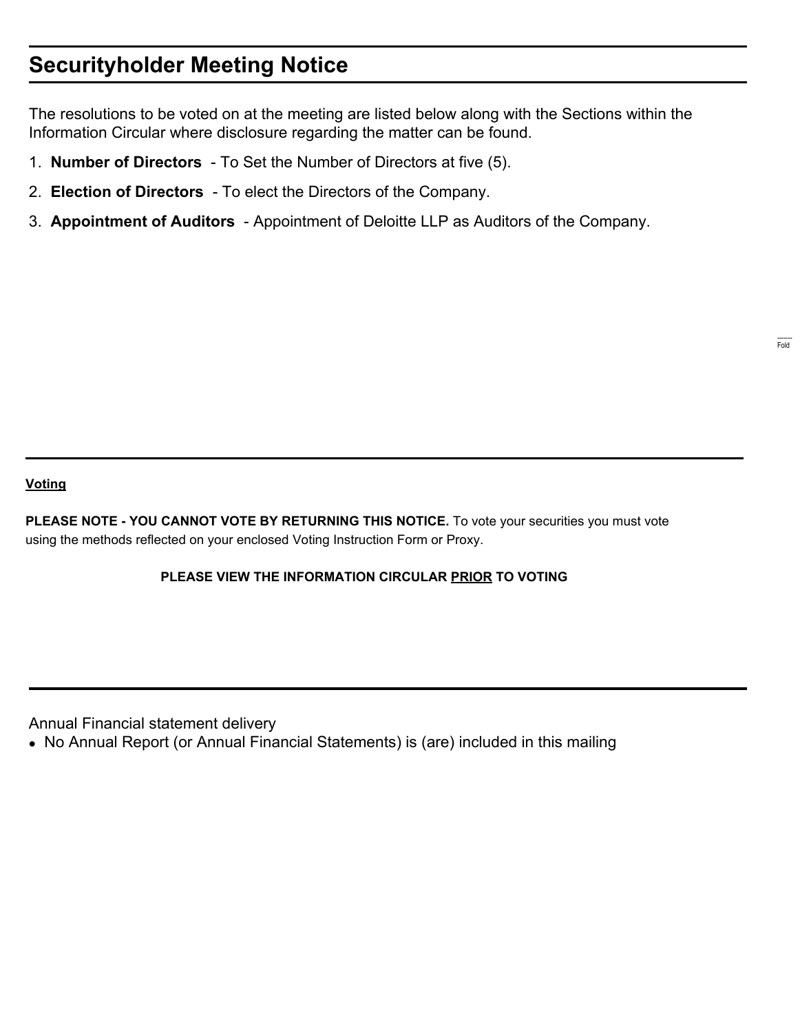# Securityholder Meeting Notice

The resolutions to be voted on at the meeting are listed below along with the Sections within the Information Circular where disclosure regarding the matter can be found.

1. **Number of Directors** - To Set the Number of Directors at five (5).
2. **Election of Directors** - To elect the Directors of the Company.
3. **Appointment of Auditors** - Appointment of Deloitte LLP as Auditors of the Company.

Fold

**Voting**

**PLEASE NOTE - YOU CANNOT VOTE BY RETURNING THIS NOTICE.** To vote your securities you must vote using the methods reflected on your enclosed Voting Instruction Form or Proxy.

**PLEASE VIEW THE INFORMATION CIRCULAR PRIOR TO VOTING**

Annual Financial statement delivery

- No Annual Report (or Annual Financial Statements) is (are) included in this mailing